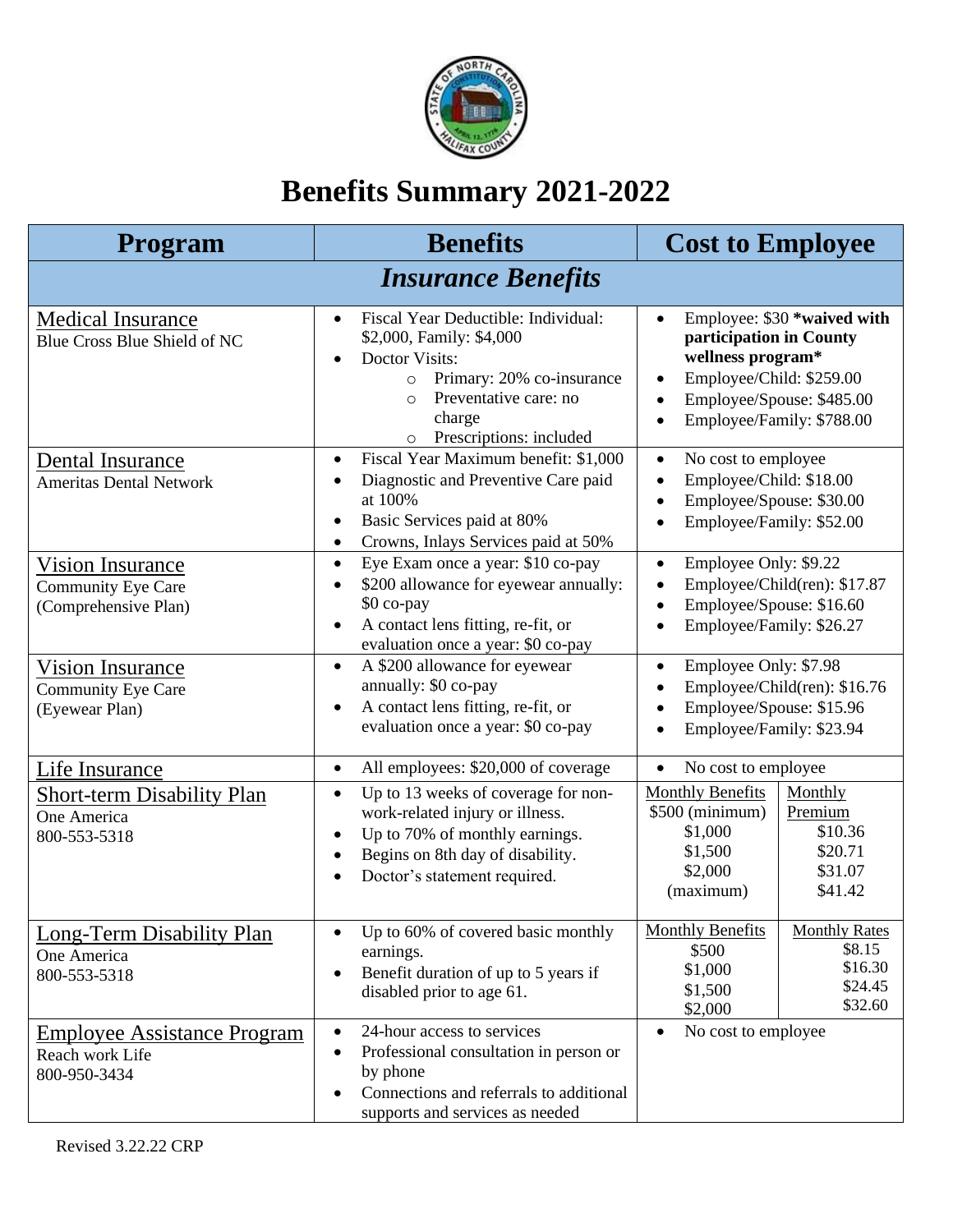# Benefits Summary 2021-2022

| Program | Benefits | Cost to Employee |
|---|---|---|
| ***Insurance Benefits*** | | |
| Medical Insurance<br>Blue Cross Blue Shield of NC | • Fiscal Year Deductible: Individual: $2,000, Family: $4,000<br>• Doctor Visits:<br>  ○ Primary: 20% co-insurance<br>  ○ Preventative care: no charge<br>  ○ Prescriptions: included | • Employee: $30 ***waived with participation in County wellness program***<br>• Employee/Child: $259.00<br>• Employee/Spouse: $485.00<br>• Employee/Family: $788.00 |
| Dental Insurance<br>Ameritas Dental Network | • Fiscal Year Maximum benefit: $1,000<br>• Diagnostic and Preventive Care paid at 100%<br>• Basic Services paid at 80%<br>• Crowns, Inlays Services paid at 50% | • No cost to employee<br>• Employee/Child: $18.00<br>• Employee/Spouse: $30.00<br>• Employee/Family: $52.00 |
| Vision Insurance<br>Community Eye Care<br>(Comprehensive Plan) | • Eye Exam once a year: $10 co-pay<br>• $200 allowance for eyewear annually: $0 co-pay<br>• A contact lens fitting, re-fit, or evaluation once a year: $0 co-pay | • Employee Only: $9.22<br>• Employee/Child(ren): $17.87<br>• Employee/Spouse: $16.60<br>• Employee/Family: $26.27 |
| Vision Insurance<br>Community Eye Care<br>(Eyewear Plan) | • A $200 allowance for eyewear annually: $0 co-pay<br>• A contact lens fitting, re-fit, or evaluation once a year: $0 co-pay | • Employee Only: $7.98<br>• Employee/Child(ren): $16.76<br>• Employee/Spouse: $15.96<br>• Employee/Family: $23.94 |
| Life Insurance | • All employees: $20,000 of coverage | • No cost to employee |
| Short-term Disability Plan<br>One America<br>800-553-5318 | • Up to 13 weeks of coverage for non-work-related injury or illness.<br>• Up to 70% of monthly earnings.<br>• Begins on 8th day of disability.<br>• Doctor's statement required. | Monthly Benefits / Monthly Premium:<br>$500 (minimum) / $10.36<br>$1,000 / $20.71<br>$1,500 / $31.07<br>$2,000 (maximum) / $41.42 |
| Long-Term Disability Plan<br>One America<br>800-553-5318 | • Up to 60% of covered basic monthly earnings.<br>• Benefit duration of up to 5 years if disabled prior to age 61. | Monthly Benefits / Monthly Rates:<br>$500 / $8.15<br>$1,000 / $16.30<br>$1,500 / $24.45<br>$2,000 / $32.60 |
| Employee Assistance Program<br>Reach work Life<br>800-950-3434 | • 24-hour access to services<br>• Professional consultation in person or by phone<br>• Connections and referrals to additional supports and services as needed | • No cost to employee |

Revised 3.22.22 CRP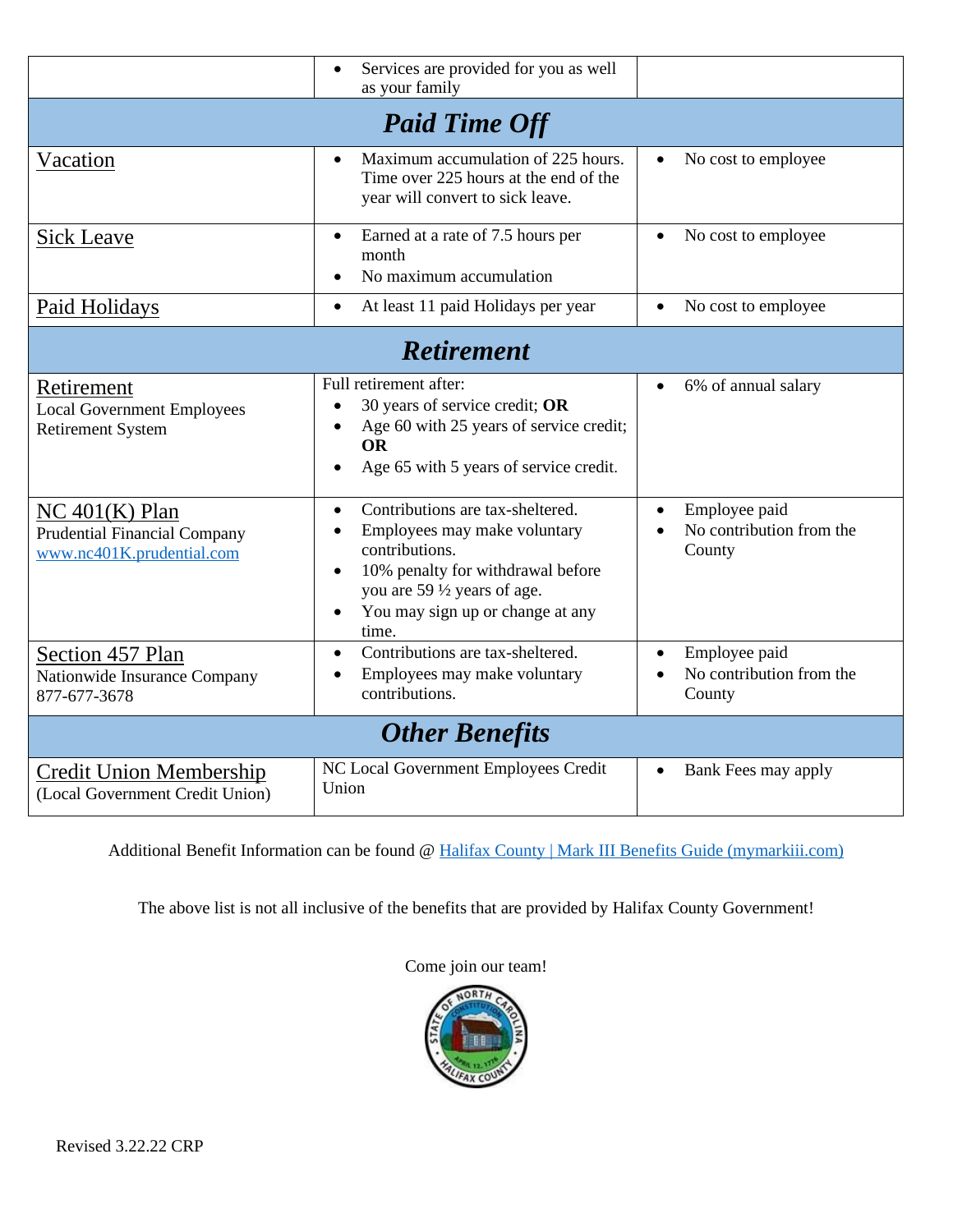| | | |
|---|---|---|
| | • Services are provided for you as well as your family | |
| ***Paid Time Off*** | | |
| Vacation | • Maximum accumulation of 225 hours. Time over 225 hours at the end of the year will convert to sick leave. | • No cost to employee |
| Sick Leave | • Earned at a rate of 7.5 hours per month<br>• No maximum accumulation | • No cost to employee |
| Paid Holidays | • At least 11 paid Holidays per year | • No cost to employee |
| ***Retirement*** | | |
| Retirement<br>Local Government Employees Retirement System | Full retirement after:<br>• 30 years of service credit; **OR**<br>• Age 60 with 25 years of service credit; **OR**<br>• Age 65 with 5 years of service credit. | • 6% of annual salary |
| NC 401(K) Plan<br>Prudential Financial Company<br>www.nc401K.prudential.com | • Contributions are tax-sheltered.<br>• Employees may make voluntary contributions.<br>• 10% penalty for withdrawal before you are 59 ½ years of age.<br>• You may sign up or change at any time. | • Employee paid<br>• No contribution from the County |
| Section 457 Plan<br>Nationwide Insurance Company<br>877-677-3678 | • Contributions are tax-sheltered.<br>• Employees may make voluntary contributions. | • Employee paid<br>• No contribution from the County |
| ***Other Benefits*** | | |
| Credit Union Membership<br>(Local Government Credit Union) | NC Local Government Employees Credit Union | • Bank Fees may apply |

Additional Benefit Information can be found @ Halifax County | Mark III Benefits Guide (mymarkiii.com)

The above list is not all inclusive of the benefits that are provided by Halifax County Government!

Come join our team!

Revised 3.22.22 CRP